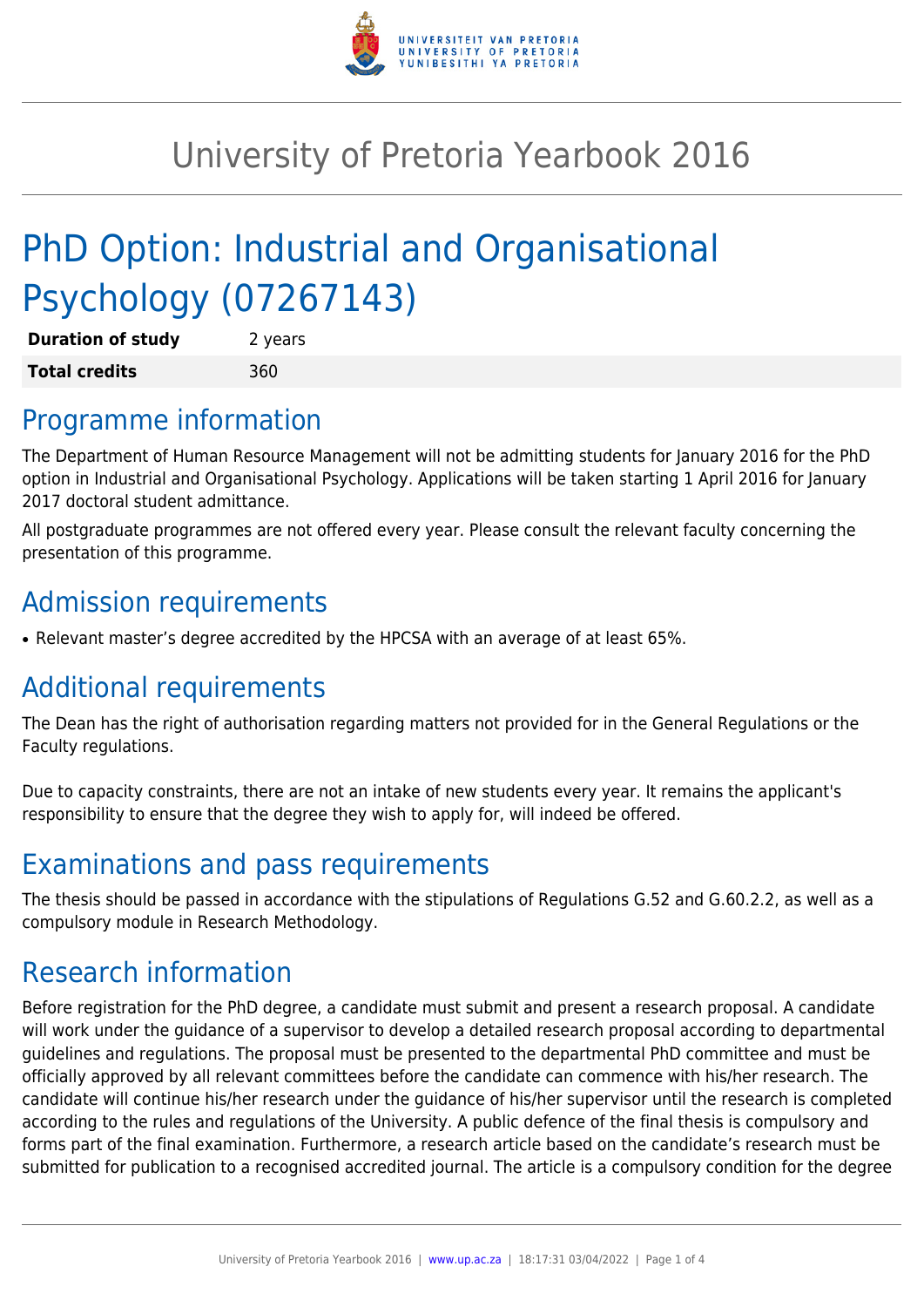# University of Pretoria Yearbook 2016

# PhD Option: Industrial and Organisational Psychology (07267143)

| **Duration of study** | 2 years |
| --- | --- |
| **Total credits** | 360 |

## Programme information

The Department of Human Resource Management will not be admitting students for January 2016 for the PhD option in Industrial and Organisational Psychology. Applications will be taken starting 1 April 2016 for January 2017 doctoral student admittance.

All postgraduate programmes are not offered every year. Please consult the relevant faculty concerning the presentation of this programme.

## Admission requirements

- Relevant master's degree accredited by the HPCSA with an average of at least 65%.

## Additional requirements

The Dean has the right of authorisation regarding matters not provided for in the General Regulations or the Faculty regulations.

Due to capacity constraints, there are not an intake of new students every year. It remains the applicant's responsibility to ensure that the degree they wish to apply for, will indeed be offered.

## Examinations and pass requirements

The thesis should be passed in accordance with the stipulations of Regulations G.52 and G.60.2.2, as well as a compulsory module in Research Methodology.

## Research information

Before registration for the PhD degree, a candidate must submit and present a research proposal. A candidate will work under the guidance of a supervisor to develop a detailed research proposal according to departmental guidelines and regulations. The proposal must be presented to the departmental PhD committee and must be officially approved by all relevant committees before the candidate can commence with his/her research. The candidate will continue his/her research under the guidance of his/her supervisor until the research is completed according to the rules and regulations of the University. A public defence of the final thesis is compulsory and forms part of the final examination. Furthermore, a research article based on the candidate's research must be submitted for publication to a recognised accredited journal. The article is a compulsory condition for the degree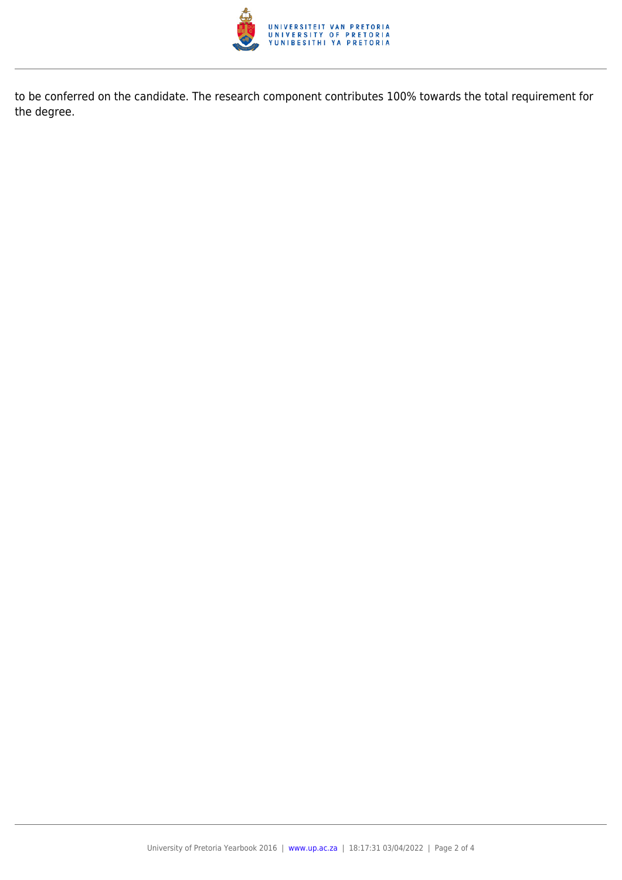to be conferred on the candidate. The research component contributes 100% towards the total requirement for the degree.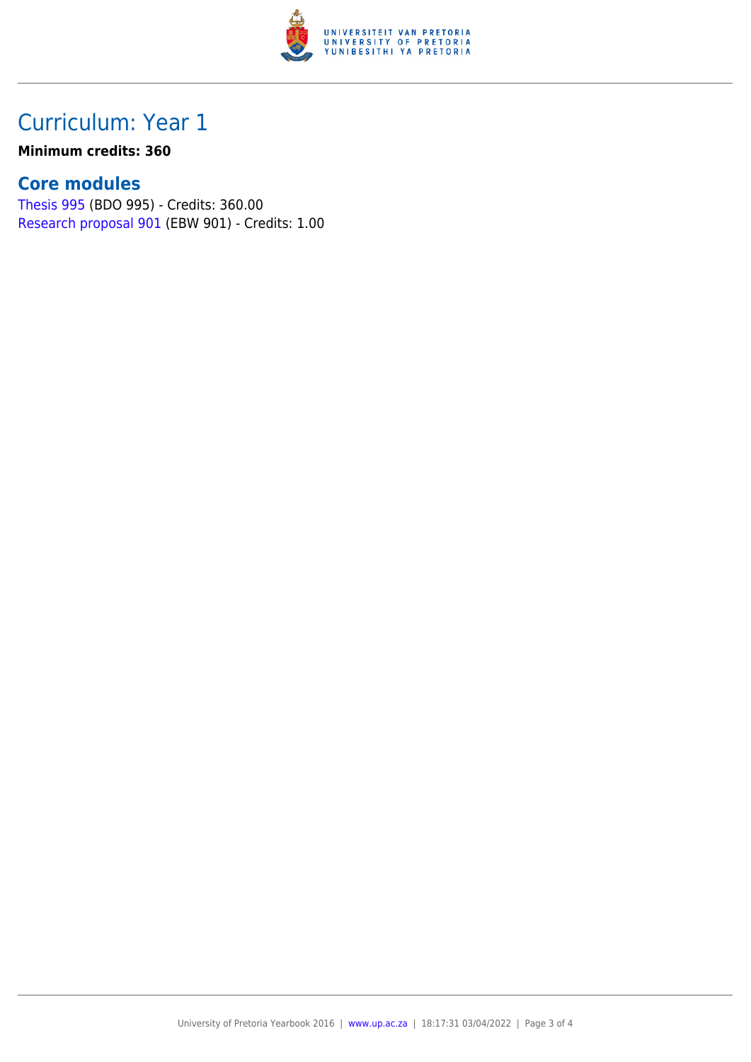## Curriculum: Year 1

**Minimum credits: 360**

### Core modules

Thesis 995 (BDO 995) - Credits: 360.00
Research proposal 901 (EBW 901) - Credits: 1.00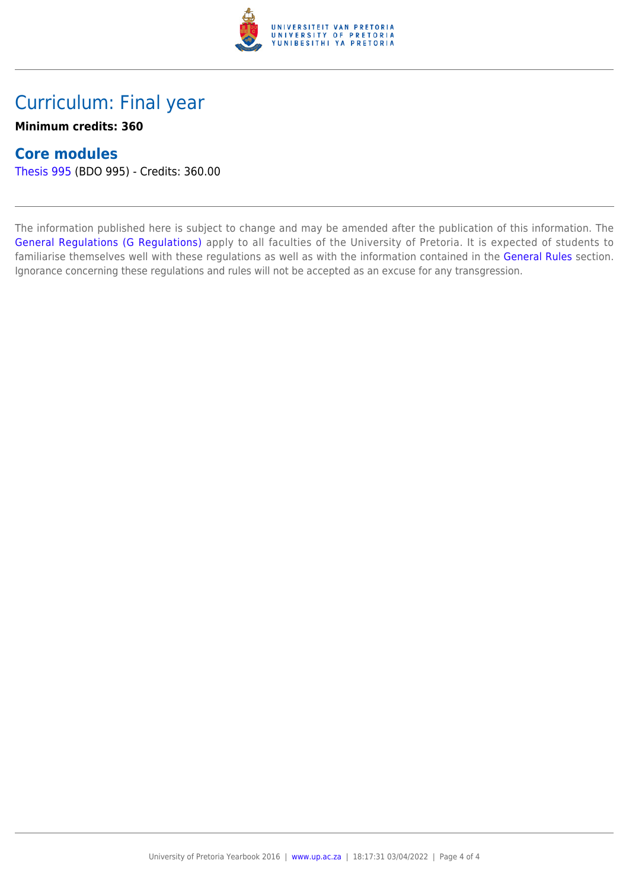## Curriculum: Final year

**Minimum credits: 360**

### Core modules

Thesis 995 (BDO 995) - Credits: 360.00

The information published here is subject to change and may be amended after the publication of this information. The General Regulations (G Regulations) apply to all faculties of the University of Pretoria. It is expected of students to familiarise themselves well with these regulations as well as with the information contained in the General Rules section. Ignorance concerning these regulations and rules will not be accepted as an excuse for any transgression.